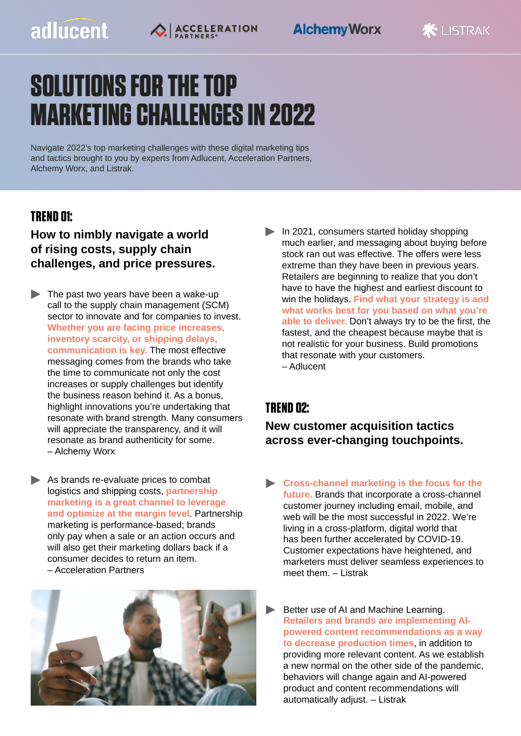adlucent | ACCELERATION PARTNERS | AlchemyWorx | LISTRAK

# SOLUTIONS FOR THE TOP MARKETING CHALLENGES IN 2022

Navigate 2022's top marketing challenges with these digital marketing tips and tactics brought to you by experts from Adlucent, Acceleration Partners, Alchemy Worx, and Listrak.

## TREND 01:

### How to nimbly navigate a world of rising costs, supply chain challenges, and price pressures.

- The past two years have been a wake-up call to the supply chain management (SCM) sector to innovate and for companies to invest. **Whether you are facing price increases, inventory scarcity, or shipping delays, communication is key.** The most effective messaging comes from the brands who take the time to communicate not only the cost increases or supply challenges but identify the business reason behind it. As a bonus, highlight innovations you're undertaking that resonate with brand strength. Many consumers will appreciate the transparency, and it will resonate as brand authenticity for some.
  – Alchemy Worx

- As brands re-evaluate prices to combat logistics and shipping costs, **partnership marketing is a great channel to leverage and optimize at the margin level**. Partnership marketing is performance-based; brands only pay when a sale or an action occurs and will also get their marketing dollars back if a consumer decides to return an item.
  – Acceleration Partners

- In 2021, consumers started holiday shopping much earlier, and messaging about buying before stock ran out was effective. The offers were less extreme than they have been in previous years. Retailers are beginning to realize that you don't have to have the highest and earliest discount to win the holidays. **Find what your strategy is and what works best for you based on what you're able to deliver.** Don't always try to be the first, the fastest, and the cheapest because maybe that is not realistic for your business. Build promotions that resonate with your customers.
  – Adlucent

## TREND 02:

### New customer acquisition tactics across ever-changing touchpoints.

- **Cross-channel marketing is the focus for the future.** Brands that incorporate a cross-channel customer journey including email, mobile, and web will be the most successful in 2022. We're living in a cross-platform, digital world that has been further accelerated by COVID-19. Customer expectations have heightened, and marketers must deliver seamless experiences to meet them. – Listrak

- Better use of AI and Machine Learning. **Retailers and brands are implementing AI-powered content recommendations as a way to decrease production times**, in addition to providing more relevant content. As we establish a new normal on the other side of the pandemic, behaviors will change again and AI-powered product and content recommendations will automatically adjust. – Listrak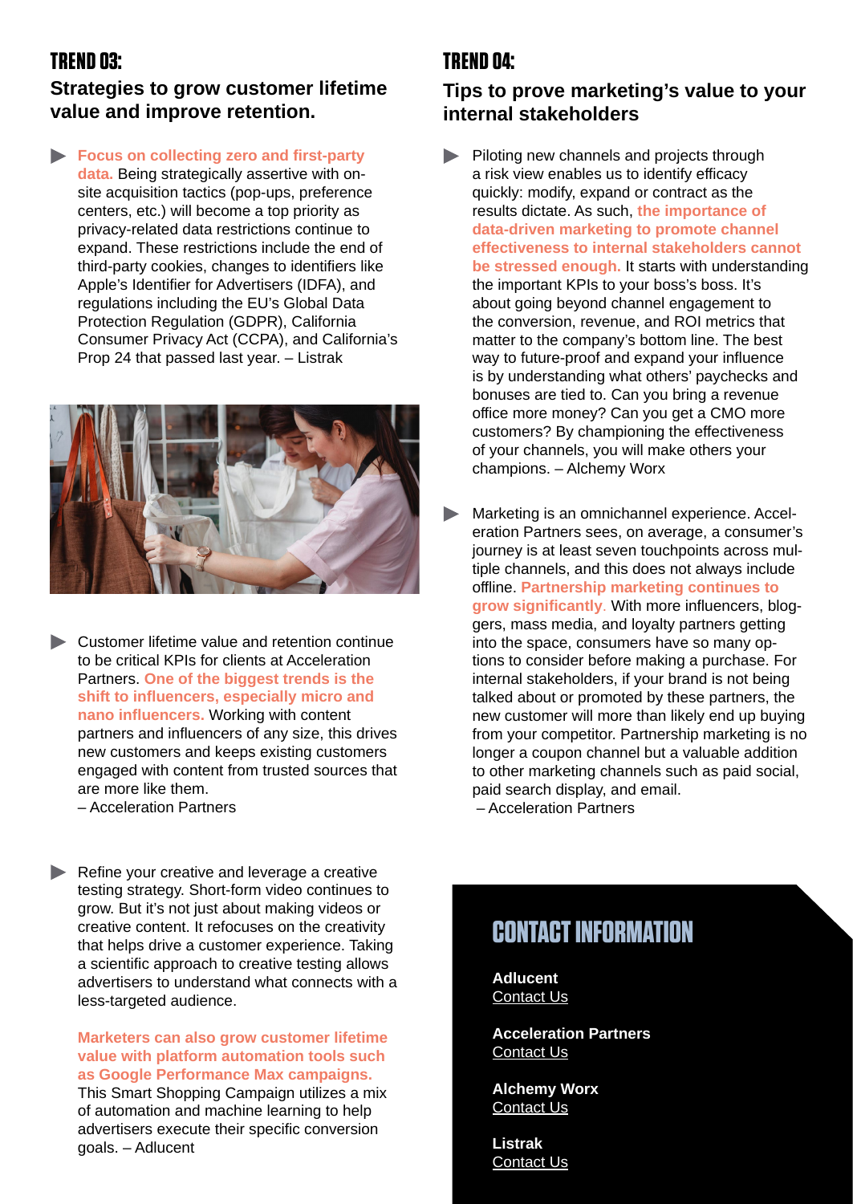## TREND 03:

### Strategies to grow customer lifetime value and improve retention.

- **Focus on collecting zero and first-party data.** Being strategically assertive with on-site acquisition tactics (pop-ups, preference centers, etc.) will become a top priority as privacy-related data restrictions continue to expand. These restrictions include the end of third-party cookies, changes to identifiers like Apple's Identifier for Advertisers (IDFA), and regulations including the EU's Global Data Protection Regulation (GDPR), California Consumer Privacy Act (CCPA), and California's Prop 24 that passed last year. – Listrak

- Customer lifetime value and retention continue to be critical KPIs for clients at Acceleration Partners. **One of the biggest trends is the shift to influencers, especially micro and nano influencers.** Working with content partners and influencers of any size, this drives new customers and keeps existing customers engaged with content from trusted sources that are more like them.
  – Acceleration Partners

- Refine your creative and leverage a creative testing strategy. Short-form video continues to grow. But it's not just about making videos or creative content. It refocuses on the creativity that helps drive a customer experience. Taking a scientific approach to creative testing allows advertisers to understand what connects with a less-targeted audience.

  **Marketers can also grow customer lifetime value with platform automation tools such as Google Performance Max campaigns.** This Smart Shopping Campaign utilizes a mix of automation and machine learning to help advertisers execute their specific conversion goals. – Adlucent

## TREND 04:

### Tips to prove marketing's value to your internal stakeholders

- Piloting new channels and projects through a risk view enables us to identify efficacy quickly: modify, expand or contract as the results dictate. As such, **the importance of data-driven marketing to promote channel effectiveness to internal stakeholders cannot be stressed enough.** It starts with understanding the important KPIs to your boss's boss. It's about going beyond channel engagement to the conversion, revenue, and ROI metrics that matter to the company's bottom line. The best way to future-proof and expand your influence is by understanding what others' paychecks and bonuses are tied to. Can you bring a revenue office more money? Can you get a CMO more customers? By championing the effectiveness of your channels, you will make others your champions. – Alchemy Worx

- Marketing is an omnichannel experience. Acceleration Partners sees, on average, a consumer's journey is at least seven touchpoints across multiple channels, and this does not always include offline. **Partnership marketing continues to grow significantly**. With more influencers, bloggers, mass media, and loyalty partners getting into the space, consumers have so many options to consider before making a purchase. For internal stakeholders, if your brand is not being talked about or promoted by these partners, the new customer will more than likely end up buying from your competitor. Partnership marketing is no longer a coupon channel but a valuable addition to other marketing channels such as paid social, paid search display, and email.
  – Acceleration Partners

## CONTACT INFORMATION

**Adlucent**
Contact Us

**Acceleration Partners**
Contact Us

**Alchemy Worx**
Contact Us

**Listrak**
Contact Us